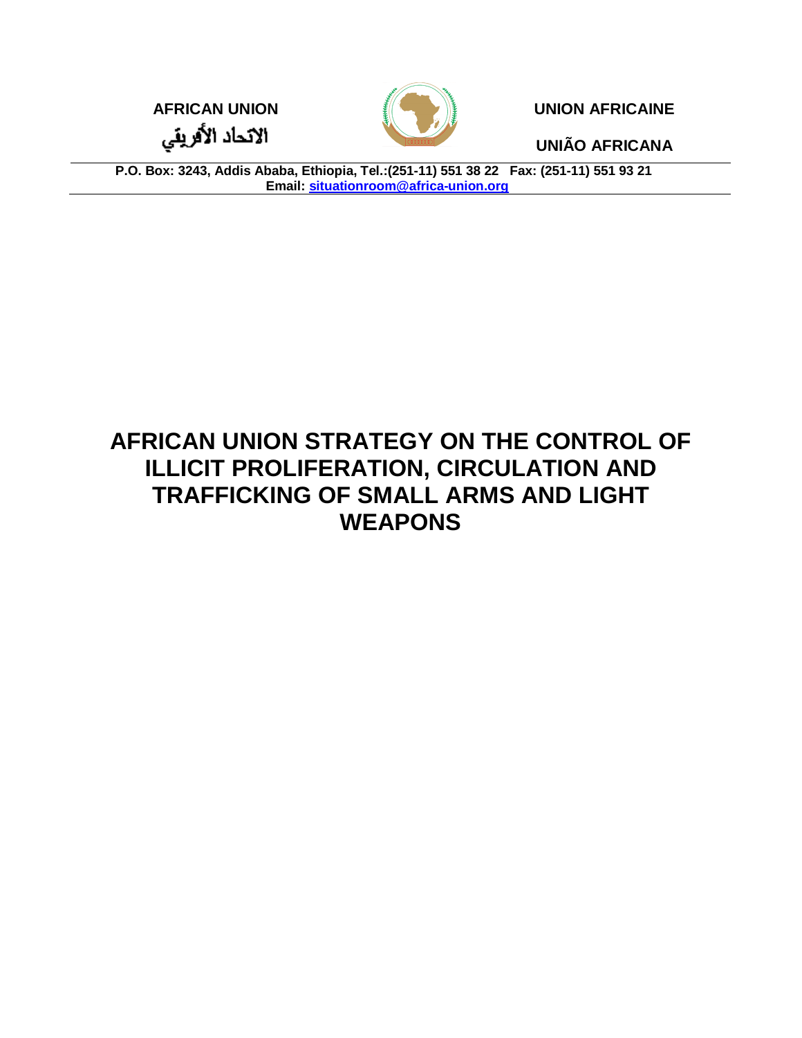**AFRICAN UNION**

**الاتحاد الأفريقي**

**UNION AFRICAINE**

**UNIÃO AFRICANA**

**P.O. Box: 3243, Addis Ababa, Ethiopia, Tel.:(251-11) 551 38 22 Fax: (251-11) 551 93 21**
**Email: situationroom@africa-union.org**

# AFRICAN UNION STRATEGY ON THE CONTROL OF ILLICIT PROLIFERATION, CIRCULATION AND TRAFFICKING OF SMALL ARMS AND LIGHT WEAPONS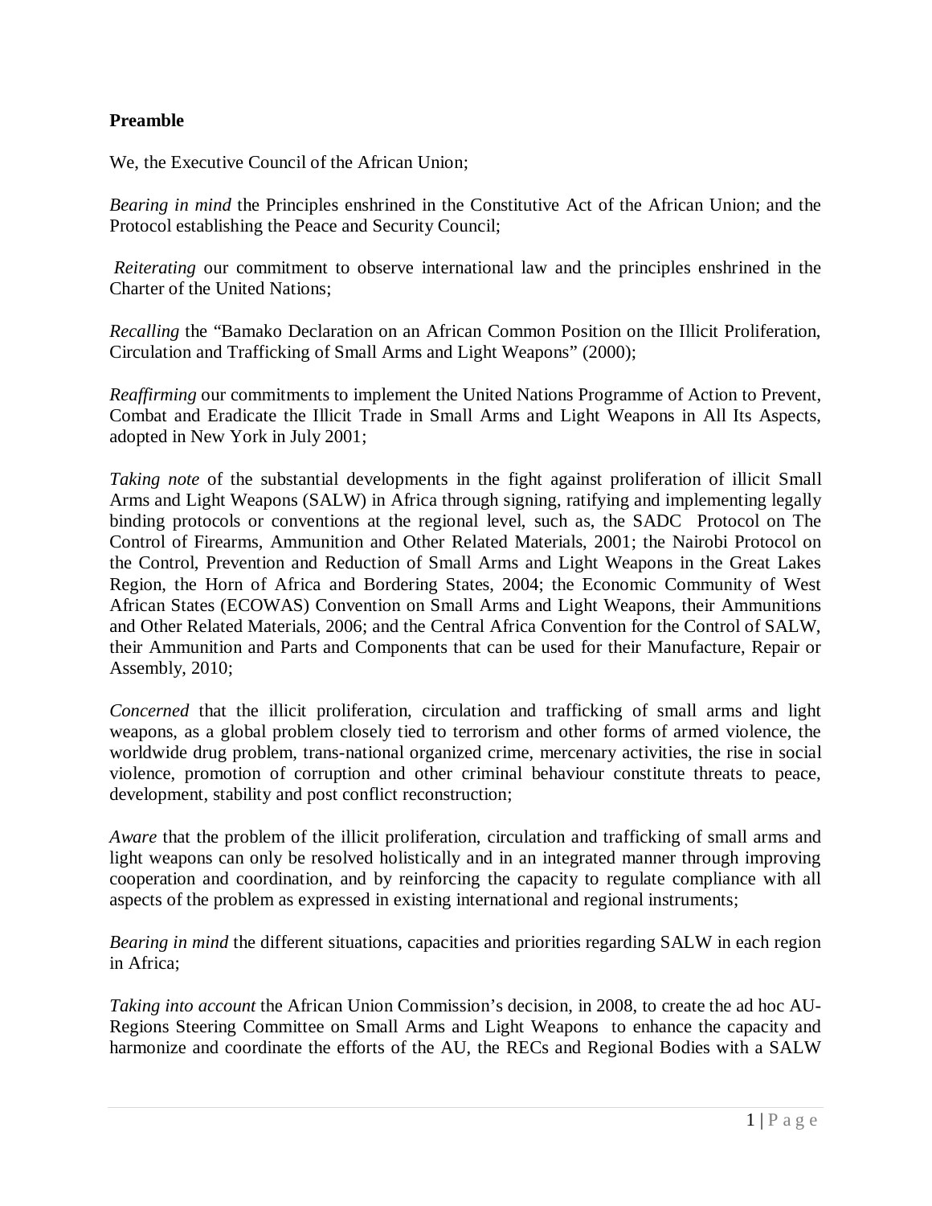**Preamble**

We, the Executive Council of the African Union;

*Bearing in mind* the Principles enshrined in the Constitutive Act of the African Union; and the Protocol establishing the Peace and Security Council;

*Reiterating* our commitment to observe international law and the principles enshrined in the Charter of the United Nations;

*Recalling* the "Bamako Declaration on an African Common Position on the Illicit Proliferation, Circulation and Trafficking of Small Arms and Light Weapons" (2000);

*Reaffirming* our commitments to implement the United Nations Programme of Action to Prevent, Combat and Eradicate the Illicit Trade in Small Arms and Light Weapons in All Its Aspects, adopted in New York in July 2001;

*Taking note* of the substantial developments in the fight against proliferation of illicit Small Arms and Light Weapons (SALW) in Africa through signing, ratifying and implementing legally binding protocols or conventions at the regional level, such as, the SADC Protocol on The Control of Firearms, Ammunition and Other Related Materials, 2001; the Nairobi Protocol on the Control, Prevention and Reduction of Small Arms and Light Weapons in the Great Lakes Region, the Horn of Africa and Bordering States, 2004; the Economic Community of West African States (ECOWAS) Convention on Small Arms and Light Weapons, their Ammunitions and Other Related Materials, 2006; and the Central Africa Convention for the Control of SALW, their Ammunition and Parts and Components that can be used for their Manufacture, Repair or Assembly, 2010;

*Concerned* that the illicit proliferation, circulation and trafficking of small arms and light weapons, as a global problem closely tied to terrorism and other forms of armed violence, the worldwide drug problem, trans-national organized crime, mercenary activities, the rise in social violence, promotion of corruption and other criminal behaviour constitute threats to peace, development, stability and post conflict reconstruction;

*Aware* that the problem of the illicit proliferation, circulation and trafficking of small arms and light weapons can only be resolved holistically and in an integrated manner through improving cooperation and coordination, and by reinforcing the capacity to regulate compliance with all aspects of the problem as expressed in existing international and regional instruments;

*Bearing in mind* the different situations, capacities and priorities regarding SALW in each region in Africa;

*Taking into account* the African Union Commission's decision, in 2008, to create the ad hoc AU-Regions Steering Committee on Small Arms and Light Weapons to enhance the capacity and harmonize and coordinate the efforts of the AU, the RECs and Regional Bodies with a SALW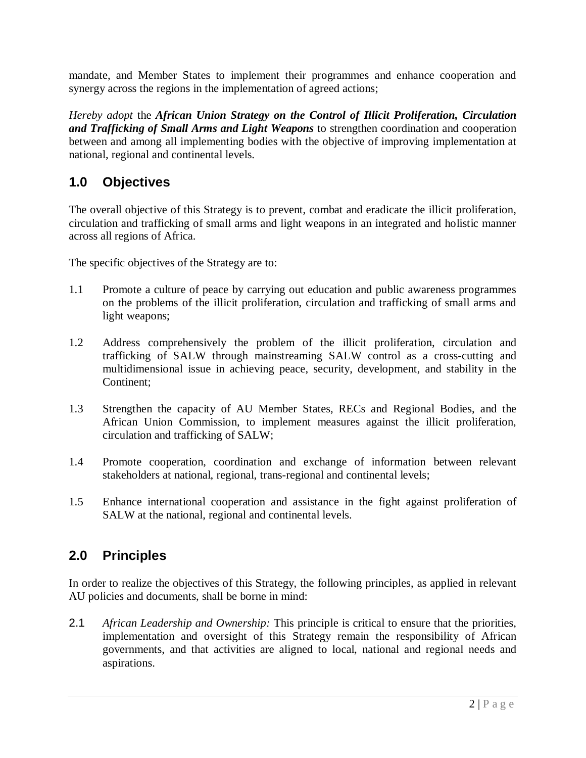mandate, and Member States to implement their programmes and enhance cooperation and synergy across the regions in the implementation of agreed actions;

*Hereby adopt* the ***African Union Strategy on the Control of Illicit Proliferation, Circulation and Trafficking of Small Arms and Light Weapons*** to strengthen coordination and cooperation between and among all implementing bodies with the objective of improving implementation at national, regional and continental levels.

## 1.0 Objectives

The overall objective of this Strategy is to prevent, combat and eradicate the illicit proliferation, circulation and trafficking of small arms and light weapons in an integrated and holistic manner across all regions of Africa.

The specific objectives of the Strategy are to:

1.1 Promote a culture of peace by carrying out education and public awareness programmes on the problems of the illicit proliferation, circulation and trafficking of small arms and light weapons;

1.2 Address comprehensively the problem of the illicit proliferation, circulation and trafficking of SALW through mainstreaming SALW control as a cross-cutting and multidimensional issue in achieving peace, security, development, and stability in the Continent;

1.3 Strengthen the capacity of AU Member States, RECs and Regional Bodies, and the African Union Commission, to implement measures against the illicit proliferation, circulation and trafficking of SALW;

1.4 Promote cooperation, coordination and exchange of information between relevant stakeholders at national, regional, trans-regional and continental levels;

1.5 Enhance international cooperation and assistance in the fight against proliferation of SALW at the national, regional and continental levels.

## 2.0 Principles

In order to realize the objectives of this Strategy, the following principles, as applied in relevant AU policies and documents, shall be borne in mind:

2.1 *African Leadership and Ownership:* This principle is critical to ensure that the priorities, implementation and oversight of this Strategy remain the responsibility of African governments, and that activities are aligned to local, national and regional needs and aspirations.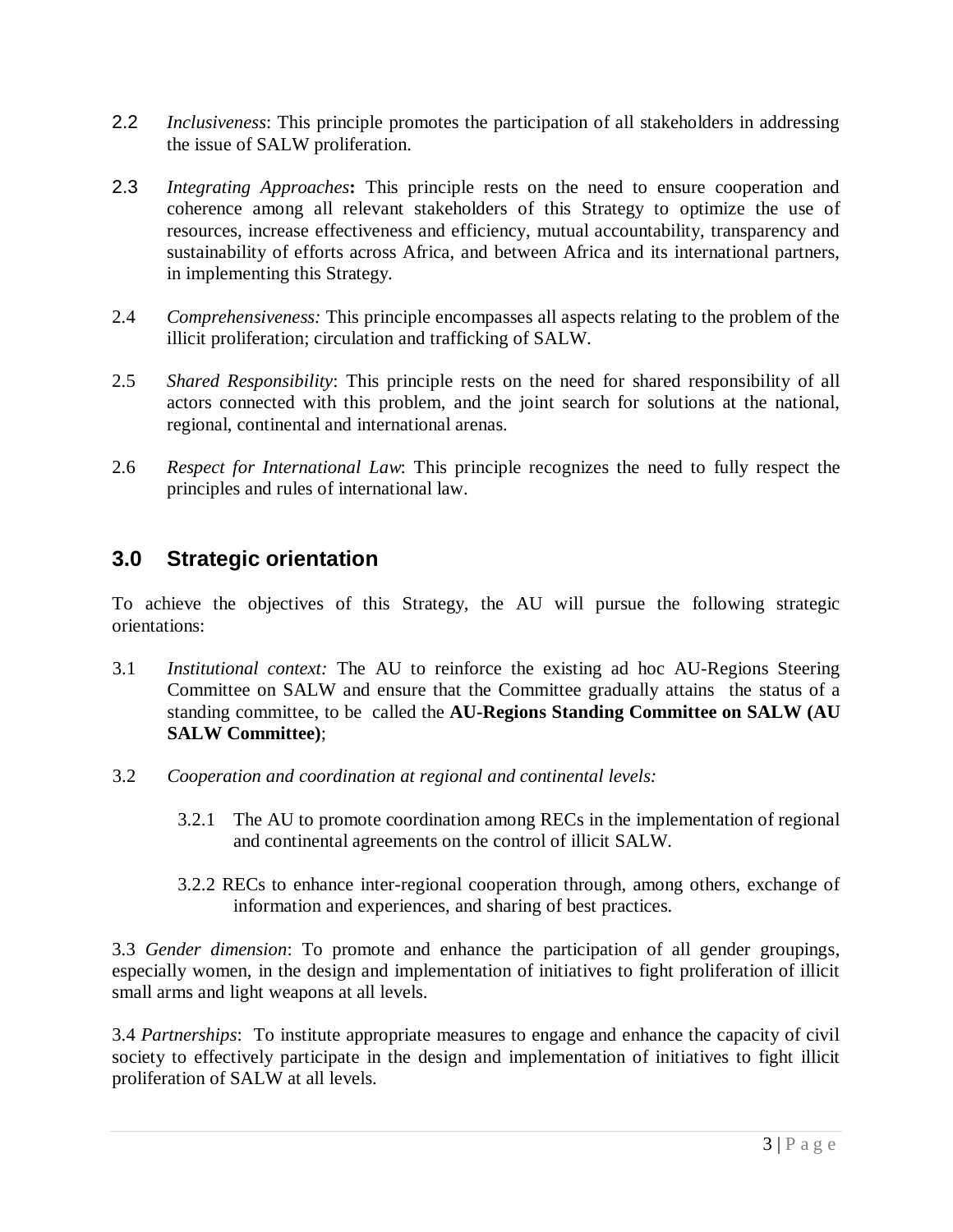2.2 *Inclusiveness*: This principle promotes the participation of all stakeholders in addressing the issue of SALW proliferation.

2.3 *Integrating Approaches***:** This principle rests on the need to ensure cooperation and coherence among all relevant stakeholders of this Strategy to optimize the use of resources, increase effectiveness and efficiency, mutual accountability, transparency and sustainability of efforts across Africa, and between Africa and its international partners, in implementing this Strategy.

2.4 *Comprehensiveness:* This principle encompasses all aspects relating to the problem of the illicit proliferation; circulation and trafficking of SALW.

2.5 *Shared Responsibility*: This principle rests on the need for shared responsibility of all actors connected with this problem, and the joint search for solutions at the national, regional, continental and international arenas.

2.6 *Respect for International Law*: This principle recognizes the need to fully respect the principles and rules of international law.

## 3.0 Strategic orientation

To achieve the objectives of this Strategy, the AU will pursue the following strategic orientations:

3.1 *Institutional context:* The AU to reinforce the existing ad hoc AU-Regions Steering Committee on SALW and ensure that the Committee gradually attains the status of a standing committee, to be called the **AU-Regions Standing Committee on SALW (AU SALW Committee)**;

3.2 *Cooperation and coordination at regional and continental levels:*

3.2.1 The AU to promote coordination among RECs in the implementation of regional and continental agreements on the control of illicit SALW.

3.2.2 RECs to enhance inter-regional cooperation through, among others, exchange of information and experiences, and sharing of best practices.

3.3 *Gender dimension*: To promote and enhance the participation of all gender groupings, especially women, in the design and implementation of initiatives to fight proliferation of illicit small arms and light weapons at all levels.

3.4 *Partnerships*: To institute appropriate measures to engage and enhance the capacity of civil society to effectively participate in the design and implementation of initiatives to fight illicit proliferation of SALW at all levels.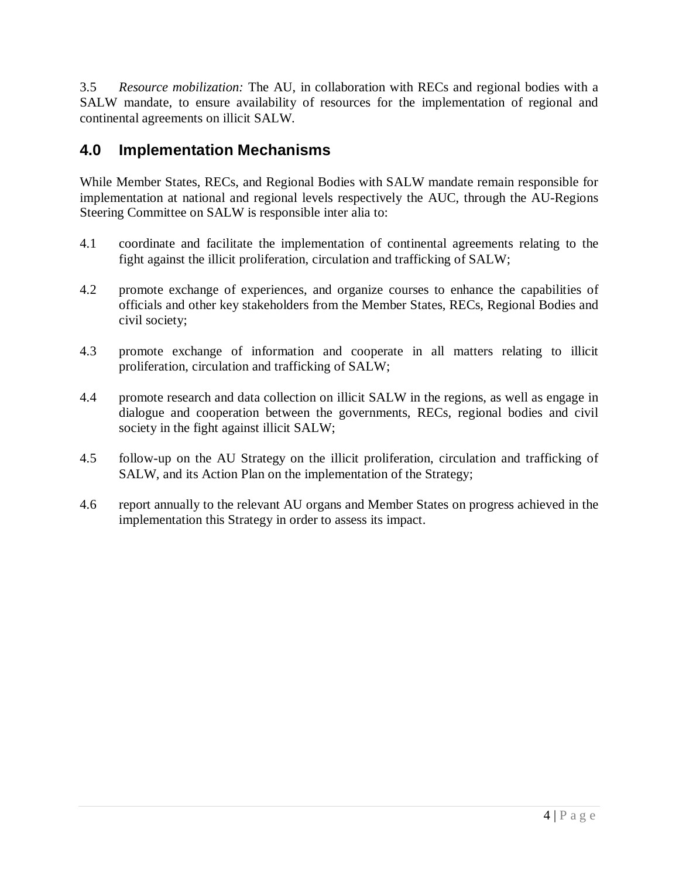3.5 *Resource mobilization:* The AU, in collaboration with RECs and regional bodies with a SALW mandate, to ensure availability of resources for the implementation of regional and continental agreements on illicit SALW.

## 4.0 Implementation Mechanisms

While Member States, RECs, and Regional Bodies with SALW mandate remain responsible for implementation at national and regional levels respectively the AUC, through the AU-Regions Steering Committee on SALW is responsible inter alia to:

4.1 coordinate and facilitate the implementation of continental agreements relating to the fight against the illicit proliferation, circulation and trafficking of SALW;

4.2 promote exchange of experiences, and organize courses to enhance the capabilities of officials and other key stakeholders from the Member States, RECs, Regional Bodies and civil society;

4.3 promote exchange of information and cooperate in all matters relating to illicit proliferation, circulation and trafficking of SALW;

4.4 promote research and data collection on illicit SALW in the regions, as well as engage in dialogue and cooperation between the governments, RECs, regional bodies and civil society in the fight against illicit SALW;

4.5 follow-up on the AU Strategy on the illicit proliferation, circulation and trafficking of SALW, and its Action Plan on the implementation of the Strategy;

4.6 report annually to the relevant AU organs and Member States on progress achieved in the implementation this Strategy in order to assess its impact.